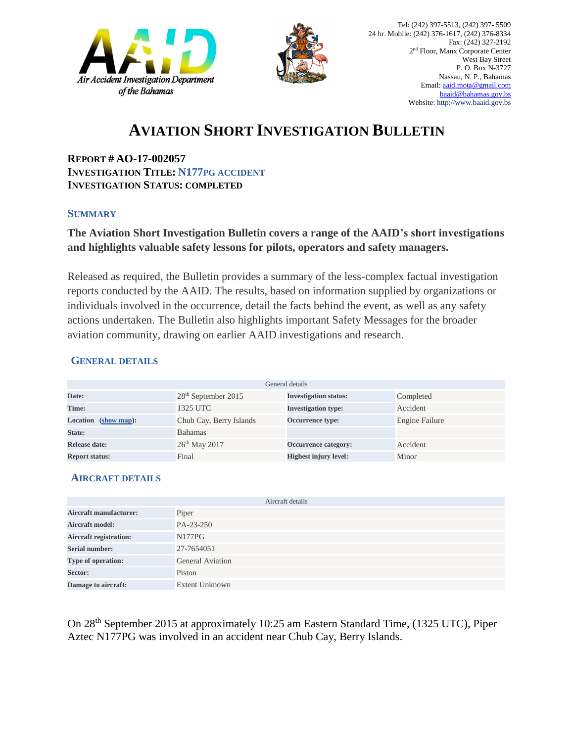Air Accident Investigation Department of the Bahamas

Tel: (242) 397-5513, (242) 397- 5509
24 hr. Mobile: (242) 376-1617, (242) 376-8334
Fax: (242) 327-2192
2nd Floor, Manx Corporate Center
West Bay Street
P. O. Box N-3727
Nassau, N. P., Bahamas
Email: aaid.mota@gmail.com
baaid@bahamas.gov.bs
Website: http://www.baaid.gov.bs

# AVIATION SHORT INVESTIGATION BULLETIN

**REPORT # AO-17-002057**
**INVESTIGATION TITLE: N177PG ACCIDENT**
**INVESTIGATION STATUS: COMPLETED**

## SUMMARY

**The Aviation Short Investigation Bulletin covers a range of the AAID's short investigations and highlights valuable safety lessons for pilots, operators and safety managers.**

Released as required, the Bulletin provides a summary of the less-complex factual investigation reports conducted by the AAID. The results, based on information supplied by organizations or individuals involved in the occurrence, detail the facts behind the event, as well as any safety actions undertaken. The Bulletin also highlights important Safety Messages for the broader aviation community, drawing on earlier AAID investigations and research.

## GENERAL DETAILS

| General details | | | |
|---|---|---|---|
| **Date:** | 28th September 2015 | **Investigation status:** | Completed |
| **Time:** | 1325 UTC | **Investigation type:** | Accident |
| **Location (show map):** | Chub Cay, Berry Islands | **Occurrence type:** | Engine Failure |
| **State:** | Bahamas | | |
| **Release date:** | 26th May 2017 | **Occurrence category:** | Accident |
| **Report status:** | Final | **Highest injury level:** | Minor |

## AIRCRAFT DETAILS

| Aircraft details | |
|---|---|
| **Aircraft manufacturer:** | Piper |
| **Aircraft model:** | PA-23-250 |
| **Aircraft registration:** | N177PG |
| **Serial number:** | 27-7654051 |
| **Type of operation:** | General Aviation |
| **Sector:** | Piston |
| **Damage to aircraft:** | Extent Unknown |

On 28th September 2015 at approximately 10:25 am Eastern Standard Time, (1325 UTC), Piper Aztec N177PG was involved in an accident near Chub Cay, Berry Islands.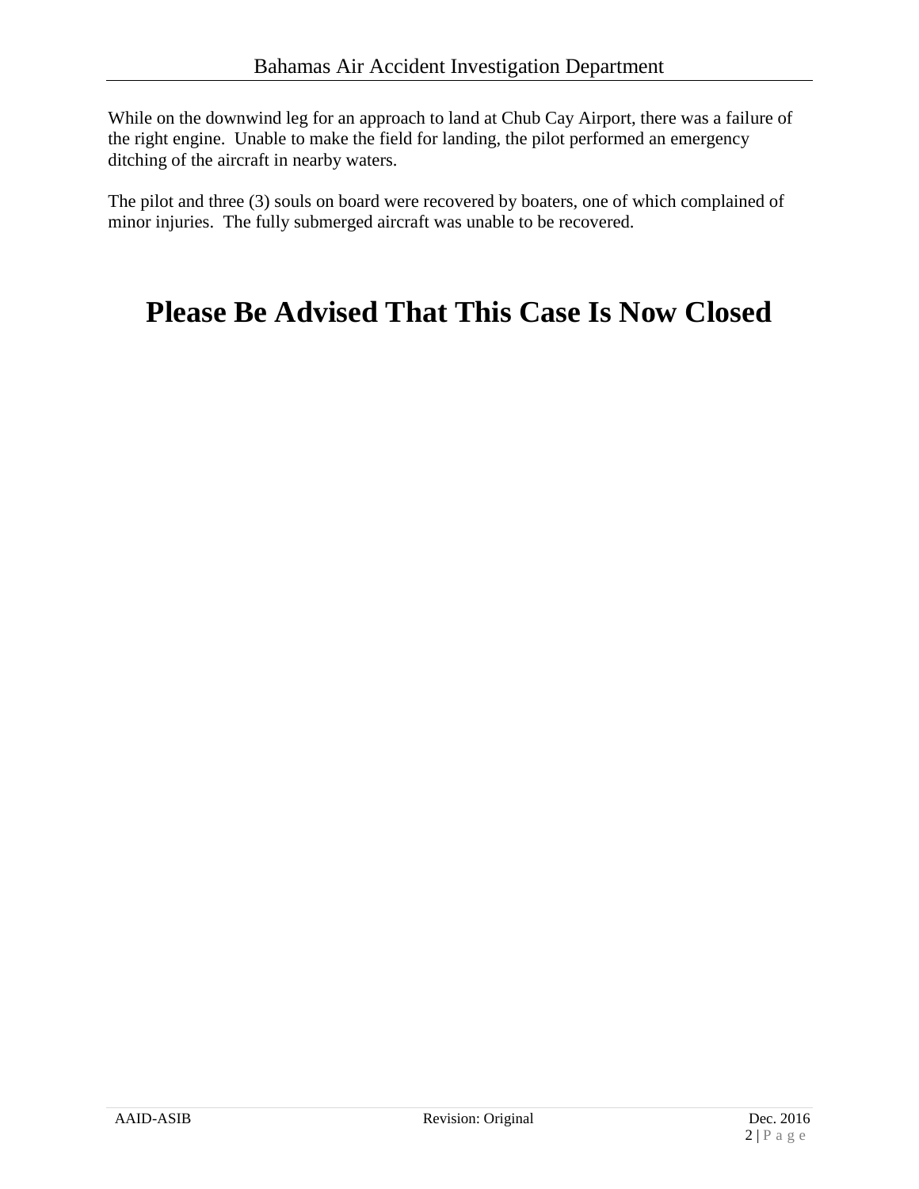While on the downwind leg for an approach to land at Chub Cay Airport, there was a failure of the right engine. Unable to make the field for landing, the pilot performed an emergency ditching of the aircraft in nearby waters.

The pilot and three (3) souls on board were recovered by boaters, one of which complained of minor injuries. The fully submerged aircraft was unable to be recovered.

# Please Be Advised That This Case Is Now Closed